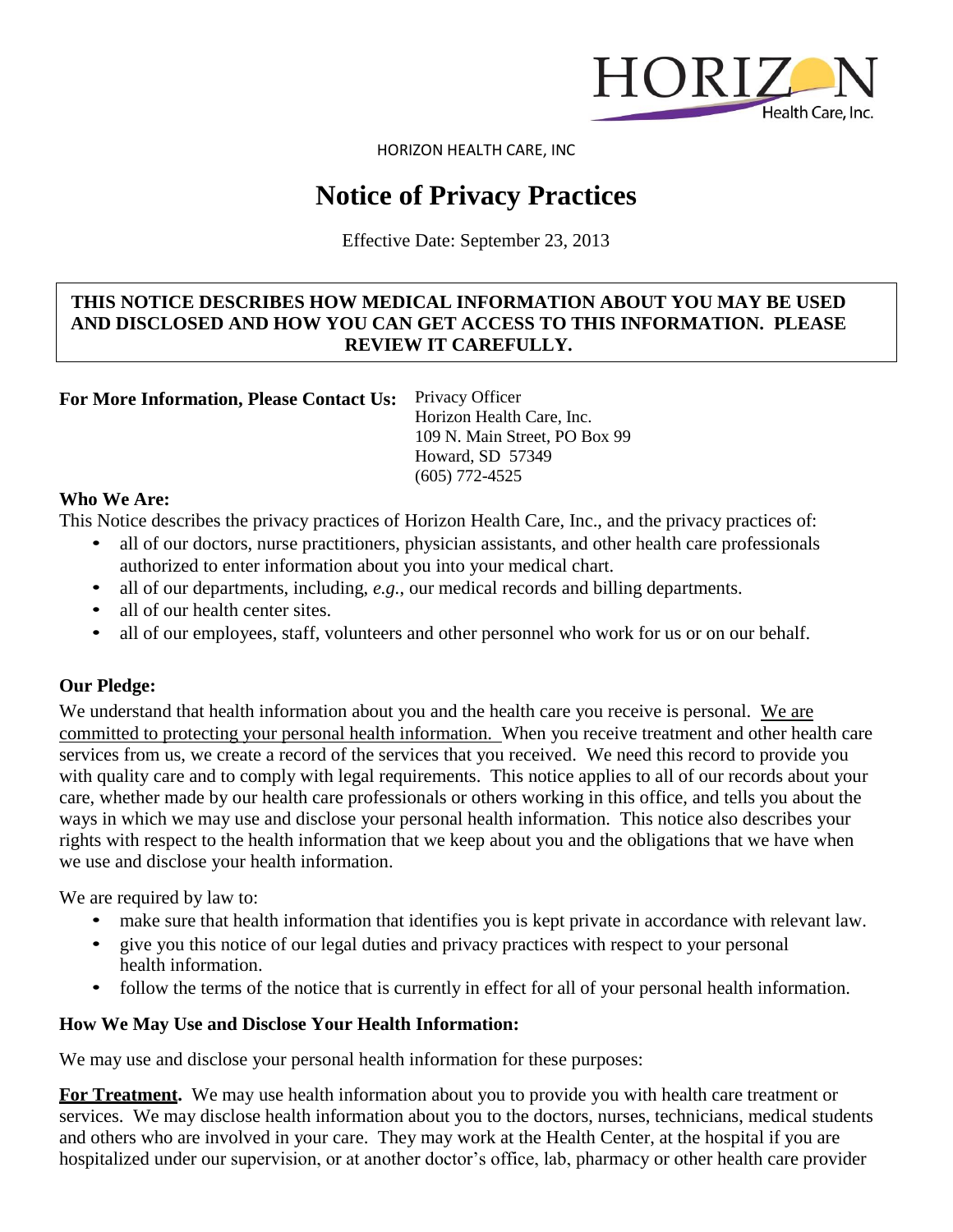HORIZON HEALTH CARE, INC

# Notice of Privacy Practices

Effective Date: September 23, 2013

**THIS NOTICE DESCRIBES HOW MEDICAL INFORMATION ABOUT YOU MAY BE USED AND DISCLOSED AND HOW YOU CAN GET ACCESS TO THIS INFORMATION. PLEASE REVIEW IT CAREFULLY.**

**For More Information, Please Contact Us:** Privacy Officer
Horizon Health Care, Inc.
109 N. Main Street, PO Box 99
Howard, SD 57349
(605) 772-4525

### Who We Are:

This Notice describes the privacy practices of Horizon Health Care, Inc., and the privacy practices of:

- all of our doctors, nurse practitioners, physician assistants, and other health care professionals authorized to enter information about you into your medical chart.
- all of our departments, including, *e.g.*, our medical records and billing departments.
- all of our health center sites.
- all of our employees, staff, volunteers and other personnel who work for us or on our behalf.

### Our Pledge:

We understand that health information about you and the health care you receive is personal. We are committed to protecting your personal health information. When you receive treatment and other health care services from us, we create a record of the services that you received. We need this record to provide you with quality care and to comply with legal requirements. This notice applies to all of our records about your care, whether made by our health care professionals or others working in this office, and tells you about the ways in which we may use and disclose your personal health information. This notice also describes your rights with respect to the health information that we keep about you and the obligations that we have when we use and disclose your health information.

We are required by law to:

- make sure that health information that identifies you is kept private in accordance with relevant law.
- give you this notice of our legal duties and privacy practices with respect to your personal health information.
- follow the terms of the notice that is currently in effect for all of your personal health information.

### How We May Use and Disclose Your Health Information:

We may use and disclose your personal health information for these purposes:

**For Treatment.** We may use health information about you to provide you with health care treatment or services. We may disclose health information about you to the doctors, nurses, technicians, medical students and others who are involved in your care. They may work at the Health Center, at the hospital if you are hospitalized under our supervision, or at another doctor's office, lab, pharmacy or other health care provider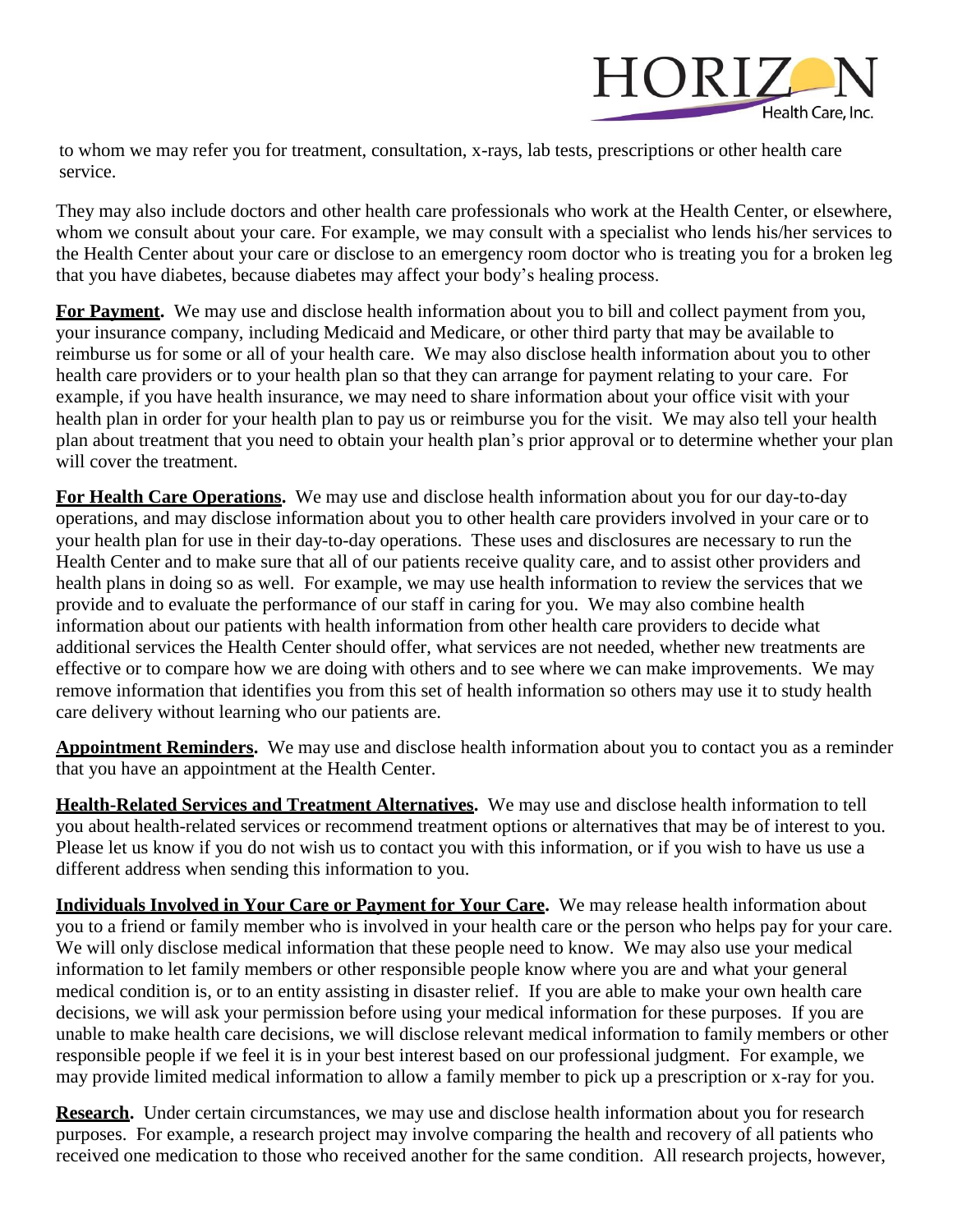to whom we may refer you for treatment, consultation, x-rays, lab tests, prescriptions or other health care service.

They may also include doctors and other health care professionals who work at the Health Center, or elsewhere, whom we consult about your care. For example, we may consult with a specialist who lends his/her services to the Health Center about your care or disclose to an emergency room doctor who is treating you for a broken leg that you have diabetes, because diabetes may affect your body's healing process.

**For Payment.** We may use and disclose health information about you to bill and collect payment from you, your insurance company, including Medicaid and Medicare, or other third party that may be available to reimburse us for some or all of your health care. We may also disclose health information about you to other health care providers or to your health plan so that they can arrange for payment relating to your care. For example, if you have health insurance, we may need to share information about your office visit with your health plan in order for your health plan to pay us or reimburse you for the visit. We may also tell your health plan about treatment that you need to obtain your health plan's prior approval or to determine whether your plan will cover the treatment.

**For Health Care Operations.** We may use and disclose health information about you for our day-to-day operations, and may disclose information about you to other health care providers involved in your care or to your health plan for use in their day-to-day operations. These uses and disclosures are necessary to run the Health Center and to make sure that all of our patients receive quality care, and to assist other providers and health plans in doing so as well. For example, we may use health information to review the services that we provide and to evaluate the performance of our staff in caring for you. We may also combine health information about our patients with health information from other health care providers to decide what additional services the Health Center should offer, what services are not needed, whether new treatments are effective or to compare how we are doing with others and to see where we can make improvements. We may remove information that identifies you from this set of health information so others may use it to study health care delivery without learning who our patients are.

**Appointment Reminders.** We may use and disclose health information about you to contact you as a reminder that you have an appointment at the Health Center.

**Health-Related Services and Treatment Alternatives.** We may use and disclose health information to tell you about health-related services or recommend treatment options or alternatives that may be of interest to you. Please let us know if you do not wish us to contact you with this information, or if you wish to have us use a different address when sending this information to you.

**Individuals Involved in Your Care or Payment for Your Care.** We may release health information about you to a friend or family member who is involved in your health care or the person who helps pay for your care. We will only disclose medical information that these people need to know. We may also use your medical information to let family members or other responsible people know where you are and what your general medical condition is, or to an entity assisting in disaster relief. If you are able to make your own health care decisions, we will ask your permission before using your medical information for these purposes. If you are unable to make health care decisions, we will disclose relevant medical information to family members or other responsible people if we feel it is in your best interest based on our professional judgment. For example, we may provide limited medical information to allow a family member to pick up a prescription or x-ray for you.

**Research.** Under certain circumstances, we may use and disclose health information about you for research purposes. For example, a research project may involve comparing the health and recovery of all patients who received one medication to those who received another for the same condition. All research projects, however,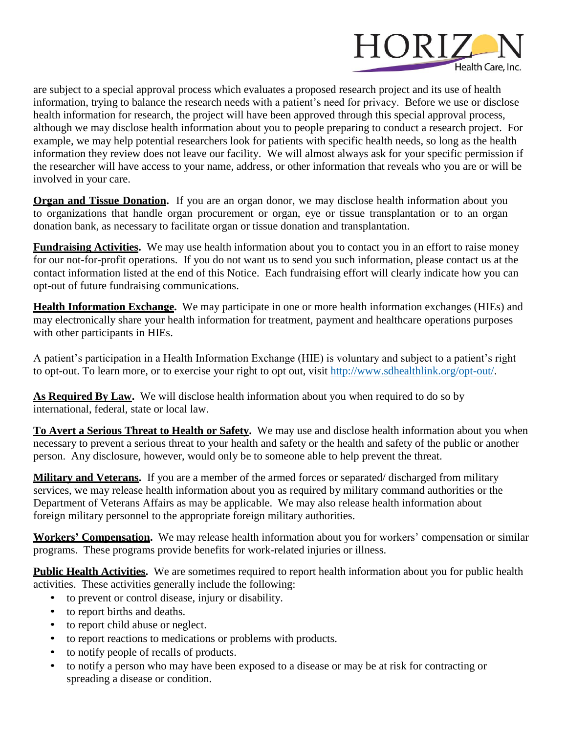are subject to a special approval process which evaluates a proposed research project and its use of health information, trying to balance the research needs with a patient's need for privacy. Before we use or disclose health information for research, the project will have been approved through this special approval process, although we may disclose health information about you to people preparing to conduct a research project. For example, we may help potential researchers look for patients with specific health needs, so long as the health information they review does not leave our facility. We will almost always ask for your specific permission if the researcher will have access to your name, address, or other information that reveals who you are or will be involved in your care.

**Organ and Tissue Donation.** If you are an organ donor, we may disclose health information about you to organizations that handle organ procurement or organ, eye or tissue transplantation or to an organ donation bank, as necessary to facilitate organ or tissue donation and transplantation.

**Fundraising Activities.** We may use health information about you to contact you in an effort to raise money for our not-for-profit operations. If you do not want us to send you such information, please contact us at the contact information listed at the end of this Notice. Each fundraising effort will clearly indicate how you can opt-out of future fundraising communications.

**Health Information Exchange.** We may participate in one or more health information exchanges (HIEs) and may electronically share your health information for treatment, payment and healthcare operations purposes with other participants in HIEs.

A patient's participation in a Health Information Exchange (HIE) is voluntary and subject to a patient's right to opt-out. To learn more, or to exercise your right to opt out, visit [http://www.sdhealthlink.org/opt-out/](http://www.sdhealthlink.org/opt-out/).

**As Required By Law.** We will disclose health information about you when required to do so by international, federal, state or local law.

**To Avert a Serious Threat to Health or Safety.** We may use and disclose health information about you when necessary to prevent a serious threat to your health and safety or the health and safety of the public or another person. Any disclosure, however, would only be to someone able to help prevent the threat.

**Military and Veterans.** If you are a member of the armed forces or separated/ discharged from military services, we may release health information about you as required by military command authorities or the Department of Veterans Affairs as may be applicable. We may also release health information about foreign military personnel to the appropriate foreign military authorities.

**Workers' Compensation.** We may release health information about you for workers' compensation or similar programs. These programs provide benefits for work-related injuries or illness.

**Public Health Activities.** We are sometimes required to report health information about you for public health activities. These activities generally include the following:

- to prevent or control disease, injury or disability.
- to report births and deaths.
- to report child abuse or neglect.
- to report reactions to medications or problems with products.
- to notify people of recalls of products.
- to notify a person who may have been exposed to a disease or may be at risk for contracting or spreading a disease or condition.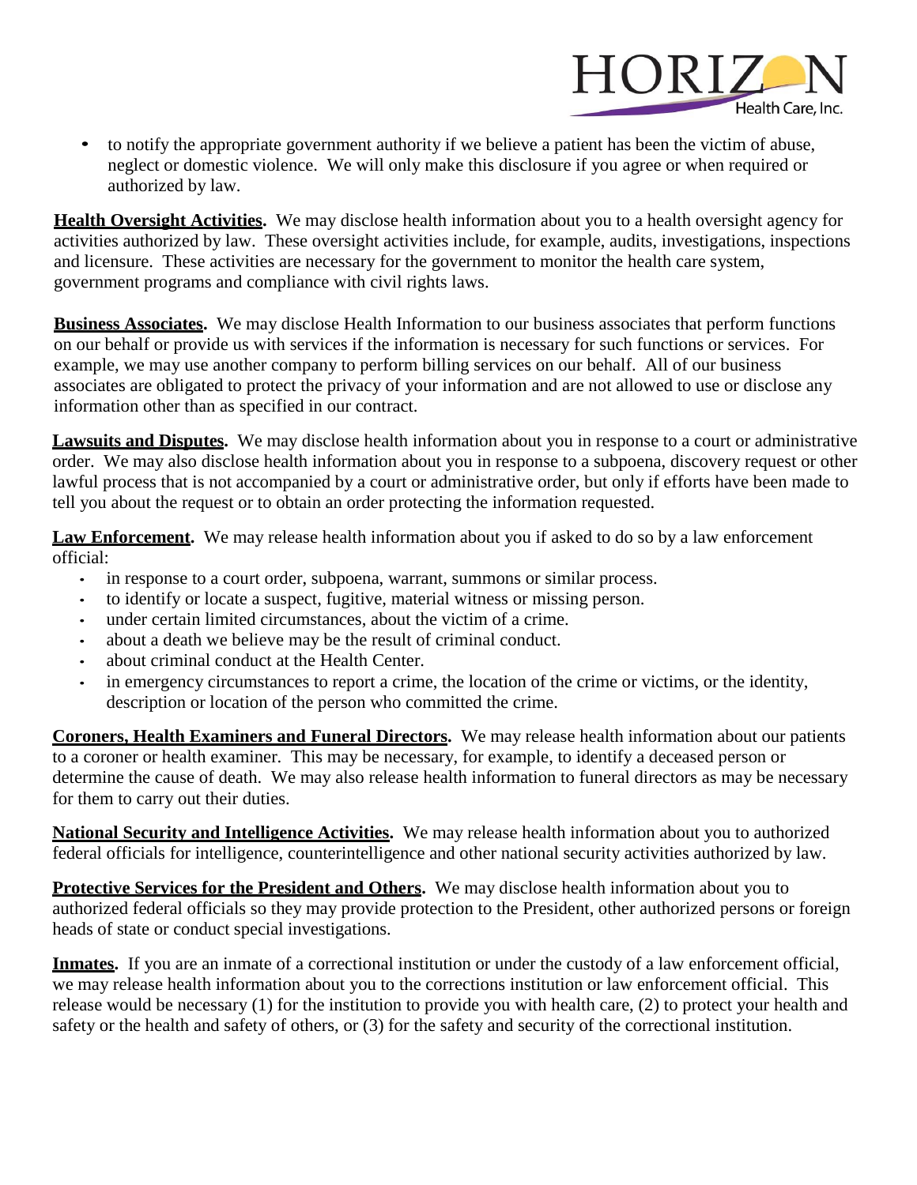- to notify the appropriate government authority if we believe a patient has been the victim of abuse, neglect or domestic violence. We will only make this disclosure if you agree or when required or authorized by law.

**Health Oversight Activities.** We may disclose health information about you to a health oversight agency for activities authorized by law. These oversight activities include, for example, audits, investigations, inspections and licensure. These activities are necessary for the government to monitor the health care system, government programs and compliance with civil rights laws.

**Business Associates.** We may disclose Health Information to our business associates that perform functions on our behalf or provide us with services if the information is necessary for such functions or services. For example, we may use another company to perform billing services on our behalf. All of our business associates are obligated to protect the privacy of your information and are not allowed to use or disclose any information other than as specified in our contract.

**Lawsuits and Disputes.** We may disclose health information about you in response to a court or administrative order. We may also disclose health information about you in response to a subpoena, discovery request or other lawful process that is not accompanied by a court or administrative order, but only if efforts have been made to tell you about the request or to obtain an order protecting the information requested.

**Law Enforcement.** We may release health information about you if asked to do so by a law enforcement official:

- in response to a court order, subpoena, warrant, summons or similar process.
- to identify or locate a suspect, fugitive, material witness or missing person.
- under certain limited circumstances, about the victim of a crime.
- about a death we believe may be the result of criminal conduct.
- about criminal conduct at the Health Center.
- in emergency circumstances to report a crime, the location of the crime or victims, or the identity, description or location of the person who committed the crime.

**Coroners, Health Examiners and Funeral Directors.** We may release health information about our patients to a coroner or health examiner. This may be necessary, for example, to identify a deceased person or determine the cause of death. We may also release health information to funeral directors as may be necessary for them to carry out their duties.

**National Security and Intelligence Activities.** We may release health information about you to authorized federal officials for intelligence, counterintelligence and other national security activities authorized by law.

**Protective Services for the President and Others.** We may disclose health information about you to authorized federal officials so they may provide protection to the President, other authorized persons or foreign heads of state or conduct special investigations.

**Inmates.** If you are an inmate of a correctional institution or under the custody of a law enforcement official, we may release health information about you to the corrections institution or law enforcement official. This release would be necessary (1) for the institution to provide you with health care, (2) to protect your health and safety or the health and safety of others, or (3) for the safety and security of the correctional institution.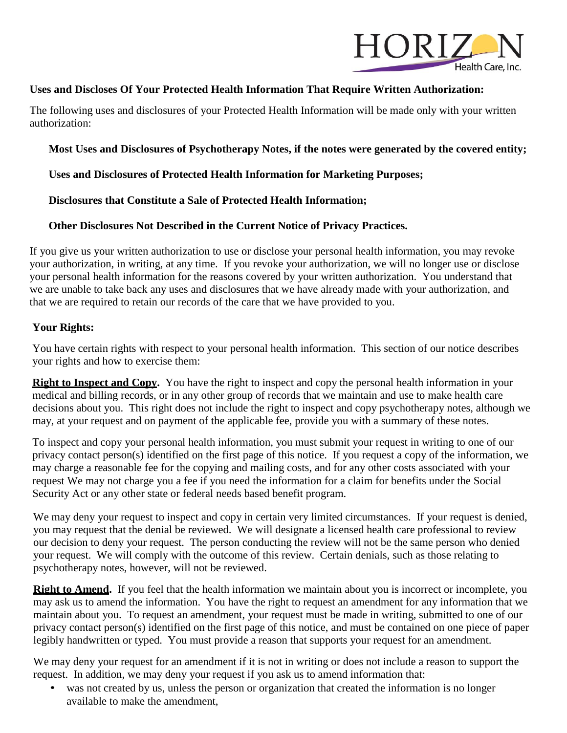**Uses and Discloses Of Your Protected Health Information That Require Written Authorization:**

The following uses and disclosures of your Protected Health Information will be made only with your written authorization:

**Most Uses and Disclosures of Psychotherapy Notes, if the notes were generated by the covered entity;**

**Uses and Disclosures of Protected Health Information for Marketing Purposes;**

**Disclosures that Constitute a Sale of Protected Health Information;**

**Other Disclosures Not Described in the Current Notice of Privacy Practices.**

If you give us your written authorization to use or disclose your personal health information, you may revoke your authorization, in writing, at any time. If you revoke your authorization, we will no longer use or disclose your personal health information for the reasons covered by your written authorization. You understand that we are unable to take back any uses and disclosures that we have already made with your authorization, and that we are required to retain our records of the care that we have provided to you.

**Your Rights:**

You have certain rights with respect to your personal health information. This section of our notice describes your rights and how to exercise them:

**Right to Inspect and Copy.** You have the right to inspect and copy the personal health information in your medical and billing records, or in any other group of records that we maintain and use to make health care decisions about you. This right does not include the right to inspect and copy psychotherapy notes, although we may, at your request and on payment of the applicable fee, provide you with a summary of these notes.

To inspect and copy your personal health information, you must submit your request in writing to one of our privacy contact person(s) identified on the first page of this notice. If you request a copy of the information, we may charge a reasonable fee for the copying and mailing costs, and for any other costs associated with your request We may not charge you a fee if you need the information for a claim for benefits under the Social Security Act or any other state or federal needs based benefit program.

We may deny your request to inspect and copy in certain very limited circumstances. If your request is denied, you may request that the denial be reviewed. We will designate a licensed health care professional to review our decision to deny your request. The person conducting the review will not be the same person who denied your request. We will comply with the outcome of this review. Certain denials, such as those relating to psychotherapy notes, however, will not be reviewed.

**Right to Amend.** If you feel that the health information we maintain about you is incorrect or incomplete, you may ask us to amend the information. You have the right to request an amendment for any information that we maintain about you. To request an amendment, your request must be made in writing, submitted to one of our privacy contact person(s) identified on the first page of this notice, and must be contained on one piece of paper legibly handwritten or typed. You must provide a reason that supports your request for an amendment.

We may deny your request for an amendment if it is not in writing or does not include a reason to support the request. In addition, we may deny your request if you ask us to amend information that:

- was not created by us, unless the person or organization that created the information is no longer available to make the amendment,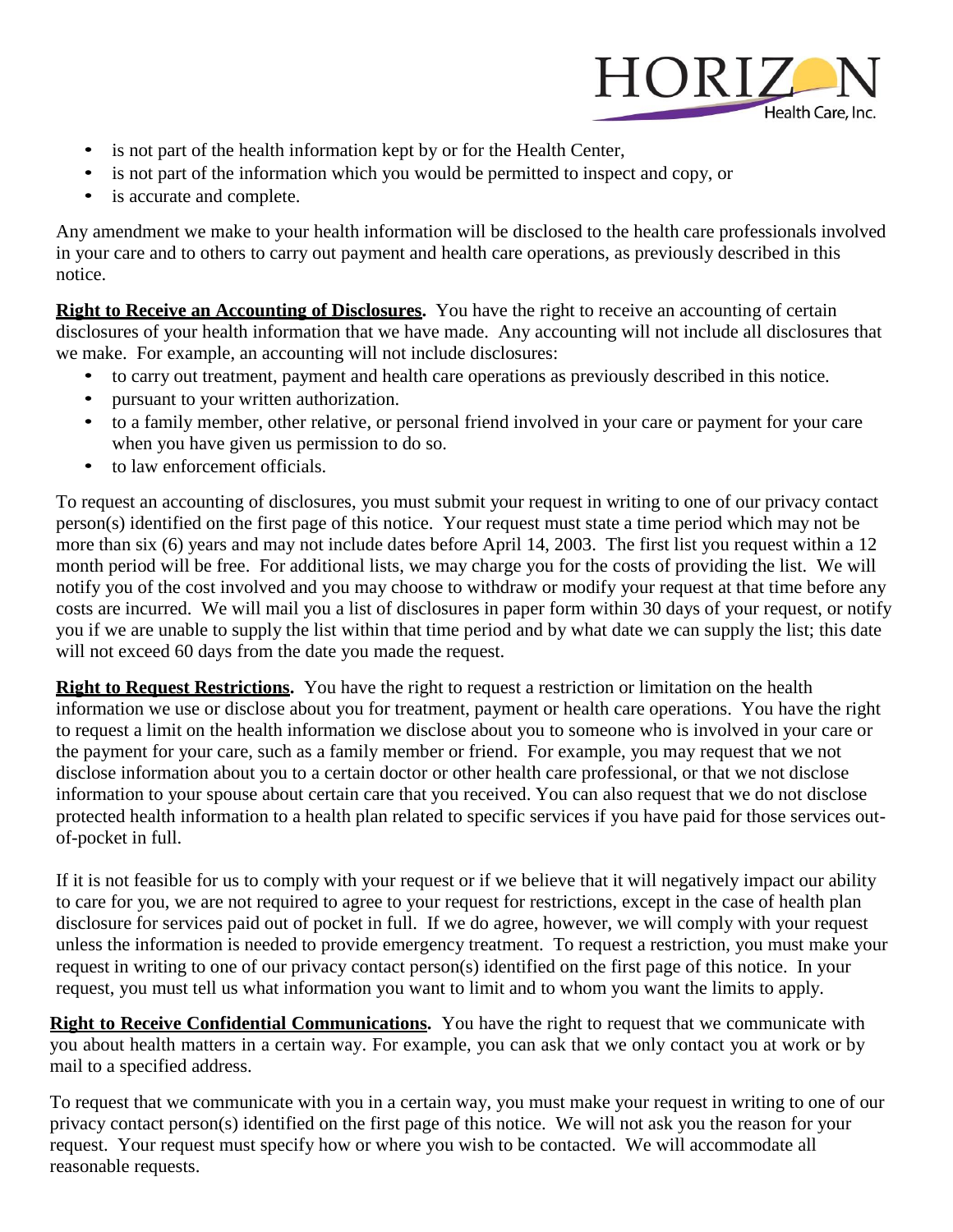- is not part of the health information kept by or for the Health Center,
- is not part of the information which you would be permitted to inspect and copy, or
- is accurate and complete.

Any amendment we make to your health information will be disclosed to the health care professionals involved in your care and to others to carry out payment and health care operations, as previously described in this notice.

**Right to Receive an Accounting of Disclosures.** You have the right to receive an accounting of certain disclosures of your health information that we have made. Any accounting will not include all disclosures that we make. For example, an accounting will not include disclosures:

- to carry out treatment, payment and health care operations as previously described in this notice.
- pursuant to your written authorization.
- to a family member, other relative, or personal friend involved in your care or payment for your care when you have given us permission to do so.
- to law enforcement officials.

To request an accounting of disclosures, you must submit your request in writing to one of our privacy contact person(s) identified on the first page of this notice. Your request must state a time period which may not be more than six (6) years and may not include dates before April 14, 2003. The first list you request within a 12 month period will be free. For additional lists, we may charge you for the costs of providing the list. We will notify you of the cost involved and you may choose to withdraw or modify your request at that time before any costs are incurred. We will mail you a list of disclosures in paper form within 30 days of your request, or notify you if we are unable to supply the list within that time period and by what date we can supply the list; this date will not exceed 60 days from the date you made the request.

**Right to Request Restrictions.** You have the right to request a restriction or limitation on the health information we use or disclose about you for treatment, payment or health care operations. You have the right to request a limit on the health information we disclose about you to someone who is involved in your care or the payment for your care, such as a family member or friend. For example, you may request that we not disclose information about you to a certain doctor or other health care professional, or that we not disclose information to your spouse about certain care that you received. You can also request that we do not disclose protected health information to a health plan related to specific services if you have paid for those services out-of-pocket in full.

If it is not feasible for us to comply with your request or if we believe that it will negatively impact our ability to care for you, we are not required to agree to your request for restrictions, except in the case of health plan disclosure for services paid out of pocket in full. If we do agree, however, we will comply with your request unless the information is needed to provide emergency treatment. To request a restriction, you must make your request in writing to one of our privacy contact person(s) identified on the first page of this notice. In your request, you must tell us what information you want to limit and to whom you want the limits to apply.

**Right to Receive Confidential Communications.** You have the right to request that we communicate with you about health matters in a certain way. For example, you can ask that we only contact you at work or by mail to a specified address.

To request that we communicate with you in a certain way, you must make your request in writing to one of our privacy contact person(s) identified on the first page of this notice. We will not ask you the reason for your request. Your request must specify how or where you wish to be contacted. We will accommodate all reasonable requests.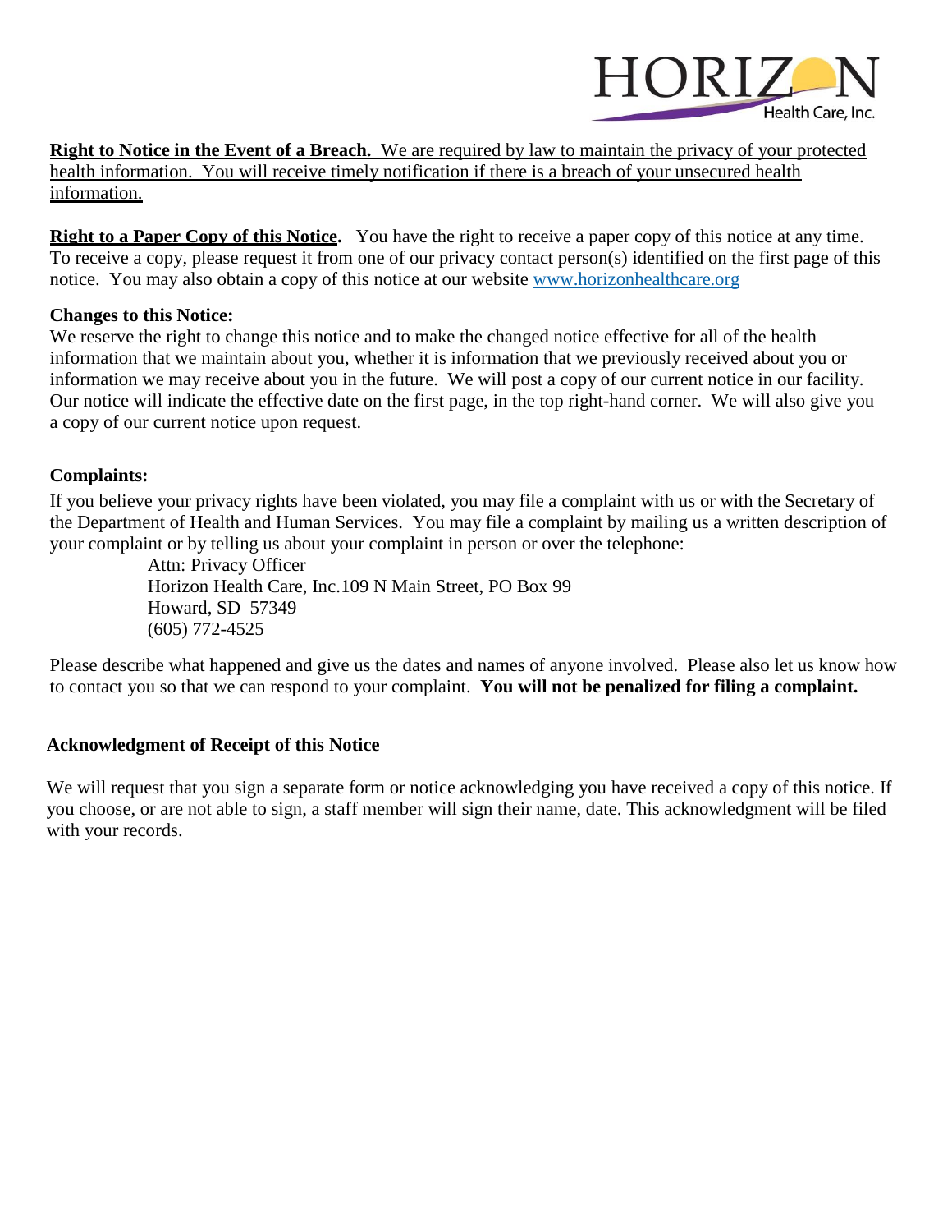**Right to Notice in the Event of a Breach.** We are required by law to maintain the privacy of your protected health information. You will receive timely notification if there is a breach of your unsecured health information.

**Right to a Paper Copy of this Notice.** You have the right to receive a paper copy of this notice at any time. To receive a copy, please request it from one of our privacy contact person(s) identified on the first page of this notice. You may also obtain a copy of this notice at our website www.horizonhealthcare.org

**Changes to this Notice:**

We reserve the right to change this notice and to make the changed notice effective for all of the health information that we maintain about you, whether it is information that we previously received about you or information we may receive about you in the future. We will post a copy of our current notice in our facility. Our notice will indicate the effective date on the first page, in the top right-hand corner. We will also give you a copy of our current notice upon request.

**Complaints:**

If you believe your privacy rights have been violated, you may file a complaint with us or with the Secretary of the Department of Health and Human Services. You may file a complaint by mailing us a written description of your complaint or by telling us about your complaint in person or over the telephone:

Attn: Privacy Officer
Horizon Health Care, Inc.109 N Main Street, PO Box 99
Howard, SD 57349
(605) 772-4525

Please describe what happened and give us the dates and names of anyone involved. Please also let us know how to contact you so that we can respond to your complaint. **You will not be penalized for filing a complaint.**

**Acknowledgment of Receipt of this Notice**

We will request that you sign a separate form or notice acknowledging you have received a copy of this notice. If you choose, or are not able to sign, a staff member will sign their name, date. This acknowledgment will be filed with your records.